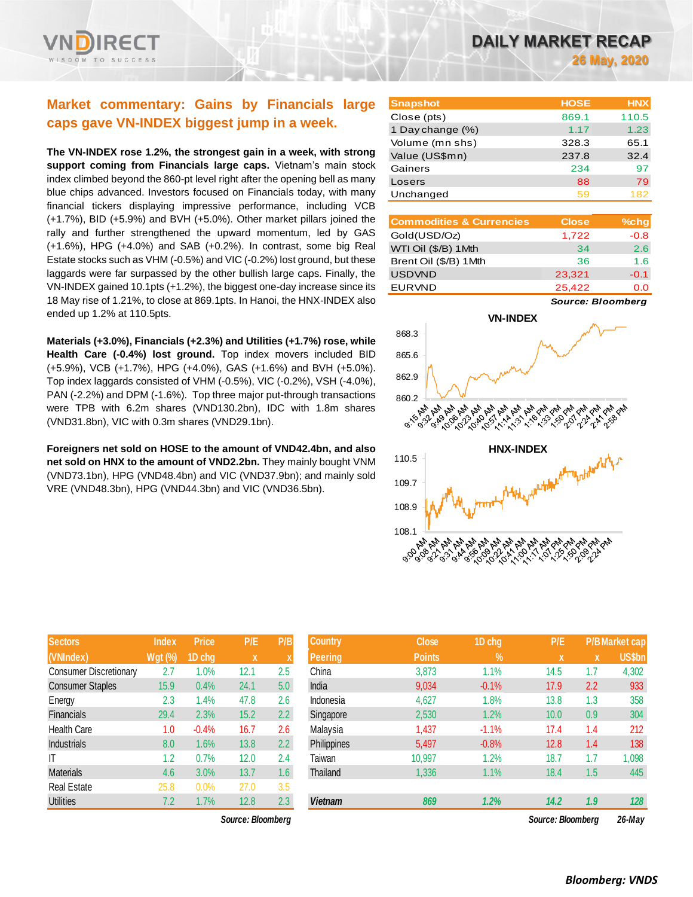# DAILY MARKET RECAP

**26 May, 2020**

## Market commentary: Gains by Financials large caps gave VN-INDEX biggest jump in a week.

**The VN-INDEX rose 1.2%, the strongest gain in a week, with strong support coming from Financials large caps.** Vietnam's main stock index climbed beyond the 860-pt level right after the opening bell as many blue chips advanced. Investors focused on Financials today, with many financial tickers displaying impressive performance, including VCB (+1.7%), BID (+5.9%) and BVH (+5.0%). Other market pillars joined the rally and further strengthened the upward momentum, led by GAS (+1.6%), HPG (+4.0%) and SAB (+0.2%). In contrast, some big Real Estate stocks such as VHM (-0.5%) and VIC (-0.2%) lost ground, but these laggards were far surpassed by the other bullish large caps. Finally, the VN-INDEX gained 10.1pts (+1.2%), the biggest one-day increase since its 18 May rise of 1.21%, to close at 869.1pts. In Hanoi, the HNX-INDEX also ended up 1.2% at 110.5pts.

**Materials (+3.0%), Financials (+2.3%) and Utilities (+1.7%) rose, while Health Care (-0.4%) lost ground.** Top index movers included BID (+5.9%), VCB (+1.7%), HPG (+4.0%), GAS (+1.6%) and BVH (+5.0%). Top index laggards consisted of VHM (-0.5%), VIC (-0.2%), VSH (-4.0%), PAN (-2.2%) and DPM (-1.6%). Top three major put-through transactions were TPB with 6.2m shares (VND130.2bn), IDC with 1.8m shares (VND31.8bn), VIC with 0.3m shares (VND29.1bn).

**Foreigners net sold on HOSE to the amount of VND42.4bn, and also net sold on HNX to the amount of VND2.2bn.** They mainly bought VNM (VND73.1bn), HPG (VND48.4bn) and VIC (VND37.9bn); and mainly sold VRE (VND48.3bn), HPG (VND44.3bn) and VIC (VND36.5bn).

| Snapshot | HOSE | HNX |
|---|---|---|
| Close (pts) | 869.1 | 110.5 |
| 1 Day change (%) | 1.17 | 1.23 |
| Volume (mn shs) | 328.3 | 65.1 |
| Value (US$mn) | 237.8 | 32.4 |
| Gainers | 234 | 97 |
| Losers | 88 | 79 |
| Unchanged | 59 | 182 |

| Commodities & Currencies | Close | %chg |
|---|---|---|
| Gold(USD/Oz) | 1,722 | -0.8 |
| WTI Oil ($/B) 1Mth | 34 | 2.6 |
| Brent Oil ($/B) 1Mth | 36 | 1.6 |
| USDVND | 23,321 | -0.1 |
| EURVND | 25,422 | 0.0 |

*Source: Bloomberg*

**VN-INDEX**

**HNX-INDEX**

| Sectors (VNIndex) | Index Wgt (%) | Price 1D chg | P/E x | P/B x |
|---|---|---|---|---|
| Consumer Discretionary | 2.7 | 1.0% | 12.1 | 2.5 |
| Consumer Staples | 15.9 | 0.4% | 24.1 | 5.0 |
| Energy | 2.3 | 1.4% | 47.8 | 2.6 |
| Financials | 29.4 | 2.3% | 15.2 | 2.2 |
| Health Care | 1.0 | -0.4% | 16.7 | 2.6 |
| Industrials | 8.0 | 1.6% | 13.8 | 2.2 |
| IT | 1.2 | 0.7% | 12.0 | 2.4 |
| Materials | 4.6 | 3.0% | 13.7 | 1.6 |
| Real Estate | 25.8 | 0.0% | 27.0 | 3.5 |
| Utilities | 7.2 | 1.7% | 12.8 | 2.3 |

*Source: Bloomberg*

| Country Peering | Close Points | 1D chg % | P/E x | P/B x | Market cap US$bn |
|---|---|---|---|---|---|
| China | 3,873 | 1.1% | 14.5 | 1.7 | 4,302 |
| India | 9,034 | -0.1% | 17.9 | 2.2 | 933 |
| Indonesia | 4,627 | 1.8% | 13.8 | 1.3 | 358 |
| Singapore | 2,530 | 1.2% | 10.0 | 0.9 | 304 |
| Malaysia | 1,437 | -1.1% | 17.4 | 1.4 | 212 |
| Philippines | 5,497 | -0.8% | 12.8 | 1.4 | 138 |
| Taiwan | 10,997 | 1.2% | 18.7 | 1.7 | 1,098 |
| Thailand | 1,336 | 1.1% | 18.4 | 1.5 | 445 |
| **Vietnam** | **869** | **1.2%** | **14.2** | **1.9** | **128** |

*Source: Bloomberg* *26-May*

***Bloomberg: VNDS***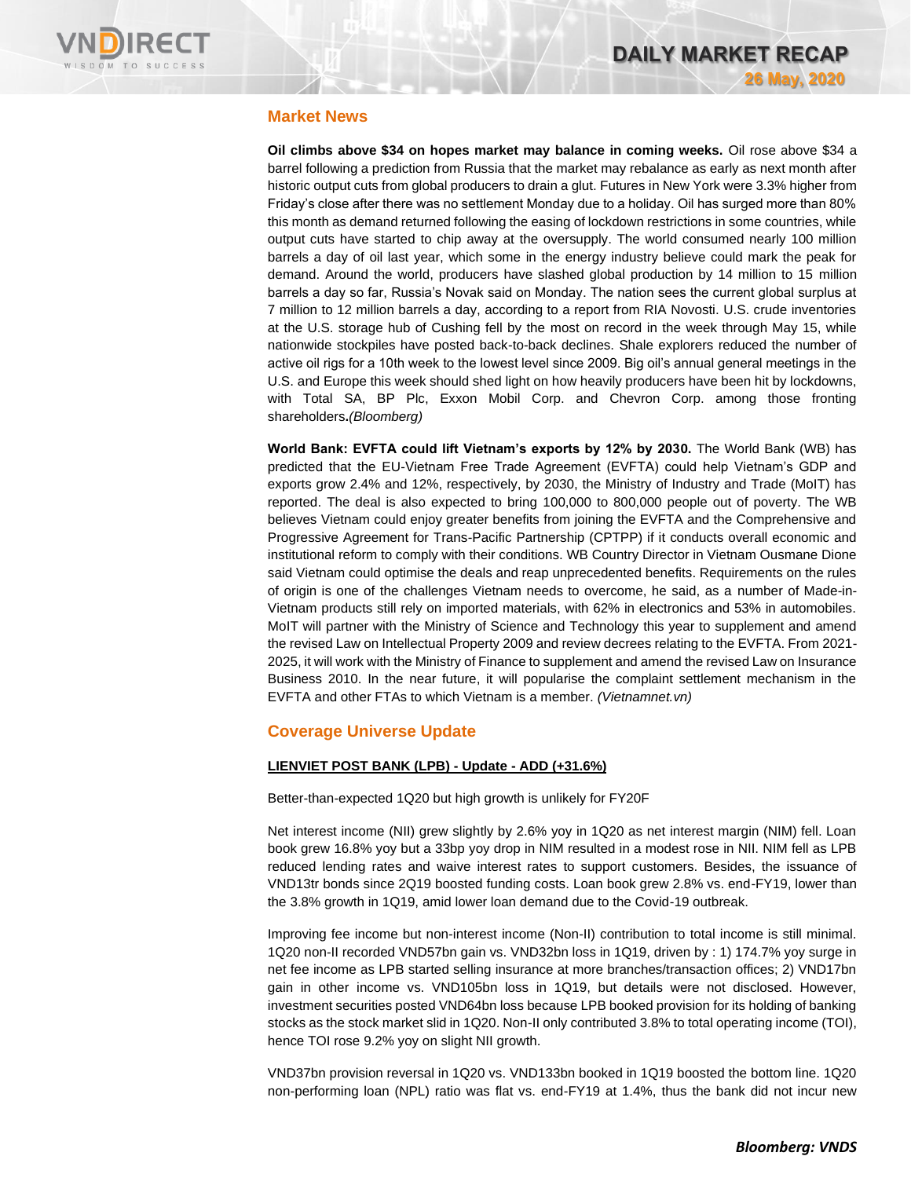## Market News

**Oil climbs above $34 on hopes market may balance in coming weeks.** Oil rose above $34 a barrel following a prediction from Russia that the market may rebalance as early as next month after historic output cuts from global producers to drain a glut. Futures in New York were 3.3% higher from Friday's close after there was no settlement Monday due to a holiday. Oil has surged more than 80% this month as demand returned following the easing of lockdown restrictions in some countries, while output cuts have started to chip away at the oversupply. The world consumed nearly 100 million barrels a day of oil last year, which some in the energy industry believe could mark the peak for demand. Around the world, producers have slashed global production by 14 million to 15 million barrels a day so far, Russia's Novak said on Monday. The nation sees the current global surplus at 7 million to 12 million barrels a day, according to a report from RIA Novosti. U.S. crude inventories at the U.S. storage hub of Cushing fell by the most on record in the week through May 15, while nationwide stockpiles have posted back-to-back declines. Shale explorers reduced the number of active oil rigs for a 10th week to the lowest level since 2009. Big oil's annual general meetings in the U.S. and Europe this week should shed light on how heavily producers have been hit by lockdowns, with Total SA, BP Plc, Exxon Mobil Corp. and Chevron Corp. among those fronting shareholders**.***(Bloomberg)*

**World Bank: EVFTA could lift Vietnam's exports by 12% by 2030.** The World Bank (WB) has predicted that the EU-Vietnam Free Trade Agreement (EVFTA) could help Vietnam's GDP and exports grow 2.4% and 12%, respectively, by 2030, the Ministry of Industry and Trade (MoIT) has reported. The deal is also expected to bring 100,000 to 800,000 people out of poverty. The WB believes Vietnam could enjoy greater benefits from joining the EVFTA and the Comprehensive and Progressive Agreement for Trans-Pacific Partnership (CPTPP) if it conducts overall economic and institutional reform to comply with their conditions. WB Country Director in Vietnam Ousmane Dione said Vietnam could optimise the deals and reap unprecedented benefits. Requirements on the rules of origin is one of the challenges Vietnam needs to overcome, he said, as a number of Made-in-Vietnam products still rely on imported materials, with 62% in electronics and 53% in automobiles. MoIT will partner with the Ministry of Science and Technology this year to supplement and amend the revised Law on Intellectual Property 2009 and review decrees relating to the EVFTA. From 2021-2025, it will work with the Ministry of Finance to supplement and amend the revised Law on Insurance Business 2010. In the near future, it will popularise the complaint settlement mechanism in the EVFTA and other FTAs to which Vietnam is a member. *(Vietnamnet.vn)*

## Coverage Universe Update

**LIENVIET POST BANK (LPB) - Update - ADD (+31.6%)**

Better-than-expected 1Q20 but high growth is unlikely for FY20F

Net interest income (NII) grew slightly by 2.6% yoy in 1Q20 as net interest margin (NIM) fell. Loan book grew 16.8% yoy but a 33bp yoy drop in NIM resulted in a modest rose in NII. NIM fell as LPB reduced lending rates and waive interest rates to support customers. Besides, the issuance of VND13tr bonds since 2Q19 boosted funding costs. Loan book grew 2.8% vs. end-FY19, lower than the 3.8% growth in 1Q19, amid lower loan demand due to the Covid-19 outbreak.

Improving fee income but non-interest income (Non-II) contribution to total income is still minimal. 1Q20 non-II recorded VND57bn gain vs. VND32bn loss in 1Q19, driven by : 1) 174.7% yoy surge in net fee income as LPB started selling insurance at more branches/transaction offices; 2) VND17bn gain in other income vs. VND105bn loss in 1Q19, but details were not disclosed. However, investment securities posted VND64bn loss because LPB booked provision for its holding of banking stocks as the stock market slid in 1Q20. Non-II only contributed 3.8% to total operating income (TOI), hence TOI rose 9.2% yoy on slight NII growth.

VND37bn provision reversal in 1Q20 vs. VND133bn booked in 1Q19 boosted the bottom line. 1Q20 non-performing loan (NPL) ratio was flat vs. end-FY19 at 1.4%, thus the bank did not incur new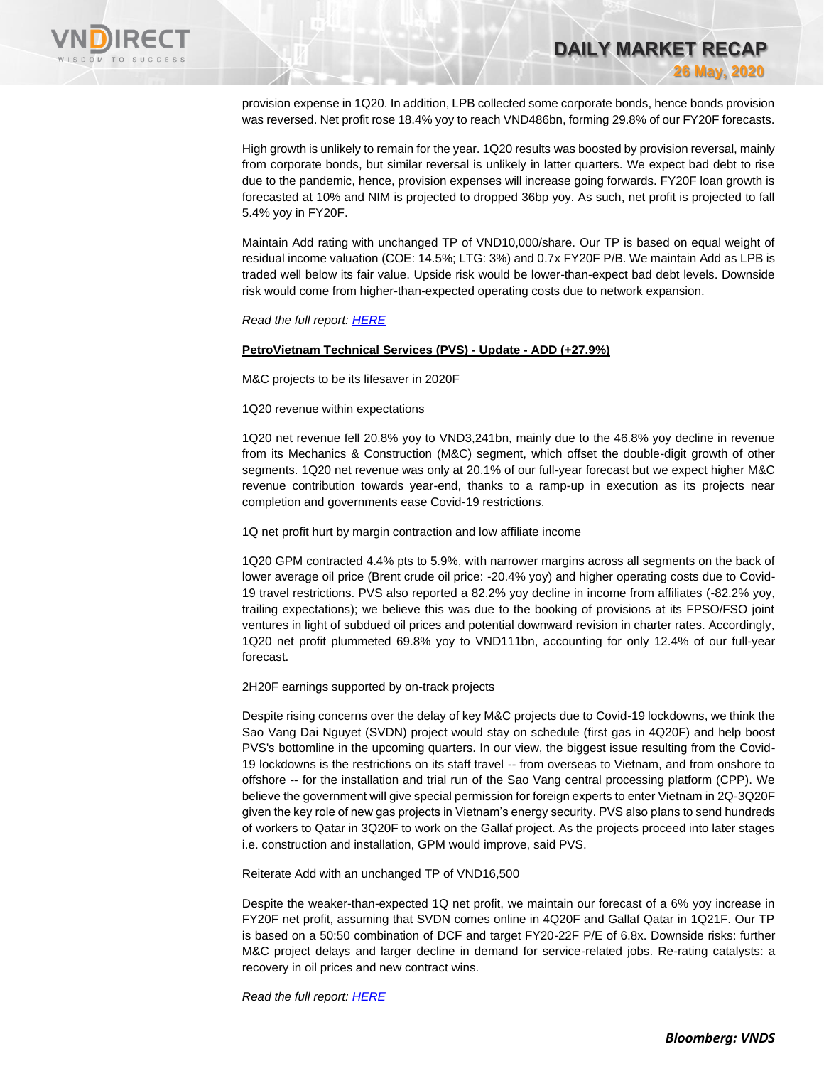provision expense in 1Q20. In addition, LPB collected some corporate bonds, hence bonds provision was reversed. Net profit rose 18.4% yoy to reach VND486bn, forming 29.8% of our FY20F forecasts.

High growth is unlikely to remain for the year. 1Q20 results was boosted by provision reversal, mainly from corporate bonds, but similar reversal is unlikely in latter quarters. We expect bad debt to rise due to the pandemic, hence, provision expenses will increase going forwards. FY20F loan growth is forecasted at 10% and NIM is projected to dropped 36bp yoy. As such, net profit is projected to fall 5.4% yoy in FY20F.

Maintain Add rating with unchanged TP of VND10,000/share. Our TP is based on equal weight of residual income valuation (COE: 14.5%; LTG: 3%) and 0.7x FY20F P/B. We maintain Add as LPB is traded well below its fair value. Upside risk would be lower-than-expect bad debt levels. Downside risk would come from higher-than-expected operating costs due to network expansion.

*Read the full report: HERE*

**PetroVietnam Technical Services (PVS) - Update - ADD (+27.9%)**

M&C projects to be its lifesaver in 2020F

1Q20 revenue within expectations

1Q20 net revenue fell 20.8% yoy to VND3,241bn, mainly due to the 46.8% yoy decline in revenue from its Mechanics & Construction (M&C) segment, which offset the double-digit growth of other segments. 1Q20 net revenue was only at 20.1% of our full-year forecast but we expect higher M&C revenue contribution towards year-end, thanks to a ramp-up in execution as its projects near completion and governments ease Covid-19 restrictions.

1Q net profit hurt by margin contraction and low affiliate income

1Q20 GPM contracted 4.4% pts to 5.9%, with narrower margins across all segments on the back of lower average oil price (Brent crude oil price: -20.4% yoy) and higher operating costs due to Covid-19 travel restrictions. PVS also reported a 82.2% yoy decline in income from affiliates (-82.2% yoy, trailing expectations); we believe this was due to the booking of provisions at its FPSO/FSO joint ventures in light of subdued oil prices and potential downward revision in charter rates. Accordingly, 1Q20 net profit plummeted 69.8% yoy to VND111bn, accounting for only 12.4% of our full-year forecast.

2H20F earnings supported by on-track projects

Despite rising concerns over the delay of key M&C projects due to Covid-19 lockdowns, we think the Sao Vang Dai Nguyet (SVDN) project would stay on schedule (first gas in 4Q20F) and help boost PVS's bottomline in the upcoming quarters. In our view, the biggest issue resulting from the Covid-19 lockdowns is the restrictions on its staff travel -- from overseas to Vietnam, and from onshore to offshore -- for the installation and trial run of the Sao Vang central processing platform (CPP). We believe the government will give special permission for foreign experts to enter Vietnam in 2Q-3Q20F given the key role of new gas projects in Vietnam's energy security. PVS also plans to send hundreds of workers to Qatar in 3Q20F to work on the Gallaf project. As the projects proceed into later stages i.e. construction and installation, GPM would improve, said PVS.

Reiterate Add with an unchanged TP of VND16,500

Despite the weaker-than-expected 1Q net profit, we maintain our forecast of a 6% yoy increase in FY20F net profit, assuming that SVDN comes online in 4Q20F and Gallaf Qatar in 1Q21F. Our TP is based on a 50:50 combination of DCF and target FY20-22F P/E of 6.8x. Downside risks: further M&C project delays and larger decline in demand for service-related jobs. Re-rating catalysts: a recovery in oil prices and new contract wins.

*Read the full report: HERE*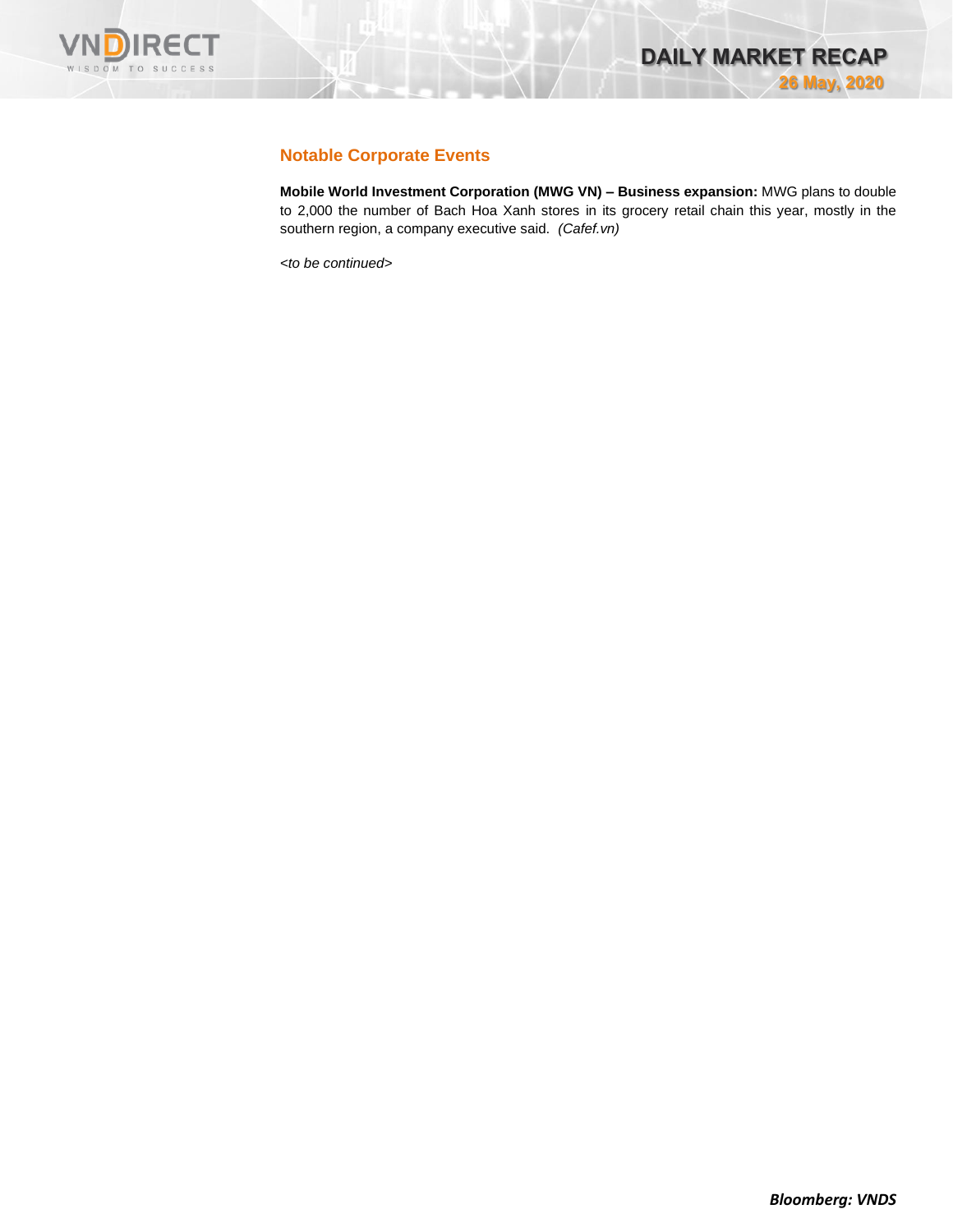## Notable Corporate Events

**Mobile World Investment Corporation (MWG VN) – Business expansion:** MWG plans to double to 2,000 the number of Bach Hoa Xanh stores in its grocery retail chain this year, mostly in the southern region, a company executive said. *(Cafef.vn)*

*<to be continued>*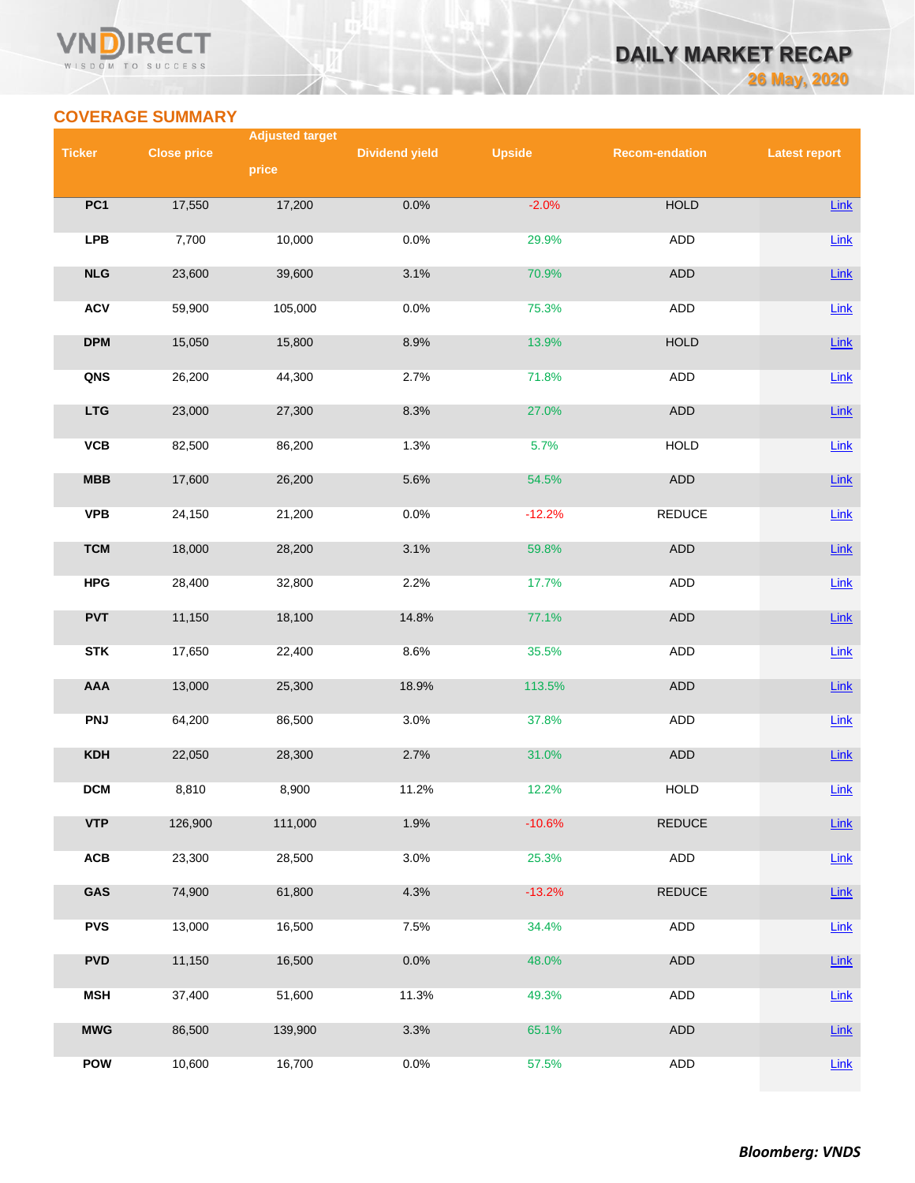## COVERAGE SUMMARY

| Ticker | Close price | Adjusted target price | Dividend yield | Upside | Recom-endation | Latest report |
|---|---|---|---|---|---|---|
| PC1 | 17,550 | 17,200 | 0.0% | -2.0% | HOLD | Link |
| LPB | 7,700 | 10,000 | 0.0% | 29.9% | ADD | Link |
| NLG | 23,600 | 39,600 | 3.1% | 70.9% | ADD | Link |
| ACV | 59,900 | 105,000 | 0.0% | 75.3% | ADD | Link |
| DPM | 15,050 | 15,800 | 8.9% | 13.9% | HOLD | Link |
| QNS | 26,200 | 44,300 | 2.7% | 71.8% | ADD | Link |
| LTG | 23,000 | 27,300 | 8.3% | 27.0% | ADD | Link |
| VCB | 82,500 | 86,200 | 1.3% | 5.7% | HOLD | Link |
| MBB | 17,600 | 26,200 | 5.6% | 54.5% | ADD | Link |
| VPB | 24,150 | 21,200 | 0.0% | -12.2% | REDUCE | Link |
| TCM | 18,000 | 28,200 | 3.1% | 59.8% | ADD | Link |
| HPG | 28,400 | 32,800 | 2.2% | 17.7% | ADD | Link |
| PVT | 11,150 | 18,100 | 14.8% | 77.1% | ADD | Link |
| STK | 17,650 | 22,400 | 8.6% | 35.5% | ADD | Link |
| AAA | 13,000 | 25,300 | 18.9% | 113.5% | ADD | Link |
| PNJ | 64,200 | 86,500 | 3.0% | 37.8% | ADD | Link |
| KDH | 22,050 | 28,300 | 2.7% | 31.0% | ADD | Link |
| DCM | 8,810 | 8,900 | 11.2% | 12.2% | HOLD | Link |
| VTP | 126,900 | 111,000 | 1.9% | -10.6% | REDUCE | Link |
| ACB | 23,300 | 28,500 | 3.0% | 25.3% | ADD | Link |
| GAS | 74,900 | 61,800 | 4.3% | -13.2% | REDUCE | Link |
| PVS | 13,000 | 16,500 | 7.5% | 34.4% | ADD | Link |
| PVD | 11,150 | 16,500 | 0.0% | 48.0% | ADD | Link |
| MSH | 37,400 | 51,600 | 11.3% | 49.3% | ADD | Link |
| MWG | 86,500 | 139,900 | 3.3% | 65.1% | ADD | Link |
| POW | 10,600 | 16,700 | 0.0% | 57.5% | ADD | Link |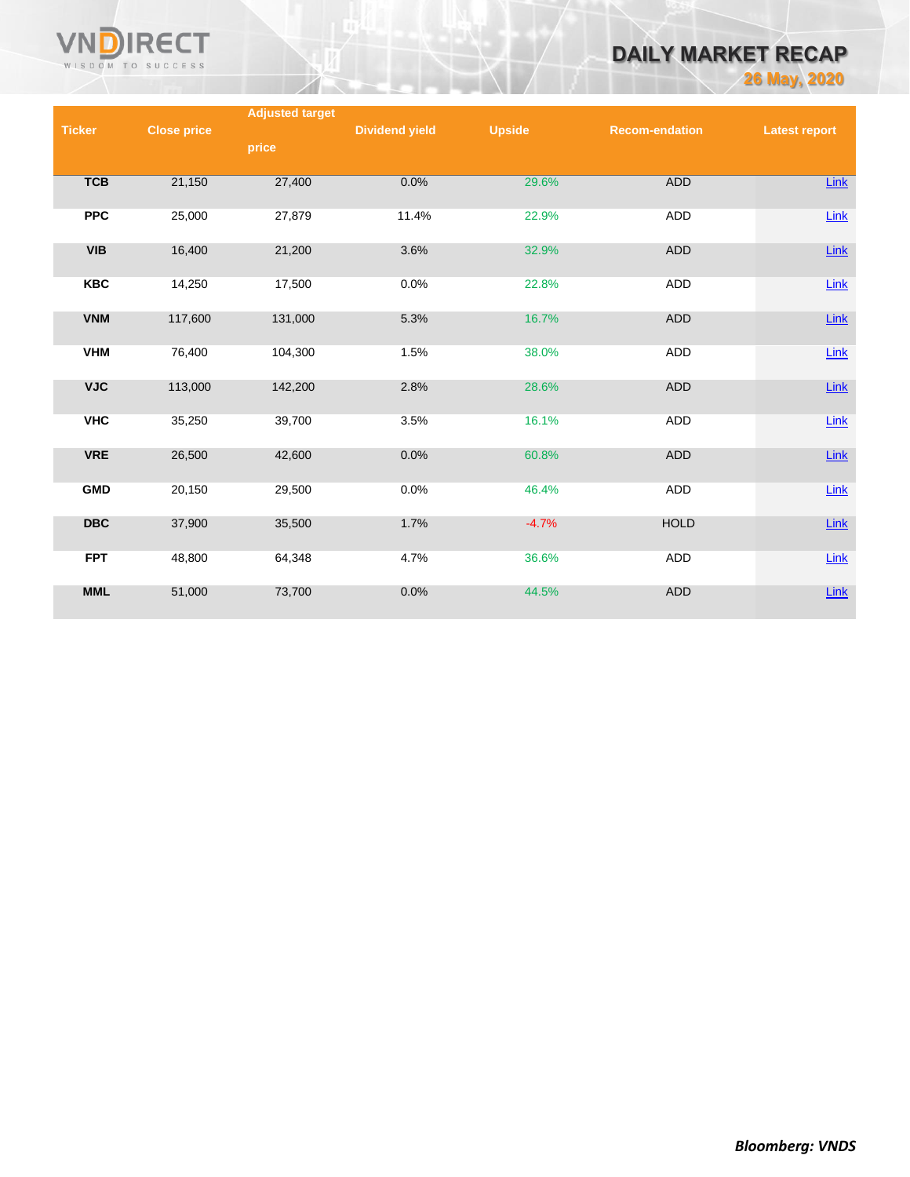| Ticker | Close price | Adjusted target price | Dividend yield | Upside | Recom-endation | Latest report |
|---|---|---|---|---|---|---|
| TCB | 21,150 | 27,400 | 0.0% | 29.6% | ADD | Link |
| PPC | 25,000 | 27,879 | 11.4% | 22.9% | ADD | Link |
| VIB | 16,400 | 21,200 | 3.6% | 32.9% | ADD | Link |
| KBC | 14,250 | 17,500 | 0.0% | 22.8% | ADD | Link |
| VNM | 117,600 | 131,000 | 5.3% | 16.7% | ADD | Link |
| VHM | 76,400 | 104,300 | 1.5% | 38.0% | ADD | Link |
| VJC | 113,000 | 142,200 | 2.8% | 28.6% | ADD | Link |
| VHC | 35,250 | 39,700 | 3.5% | 16.1% | ADD | Link |
| VRE | 26,500 | 42,600 | 0.0% | 60.8% | ADD | Link |
| GMD | 20,150 | 29,500 | 0.0% | 46.4% | ADD | Link |
| DBC | 37,900 | 35,500 | 1.7% | -4.7% | HOLD | Link |
| FPT | 48,800 | 64,348 | 4.7% | 36.6% | ADD | Link |
| MML | 51,000 | 73,700 | 0.0% | 44.5% | ADD | Link |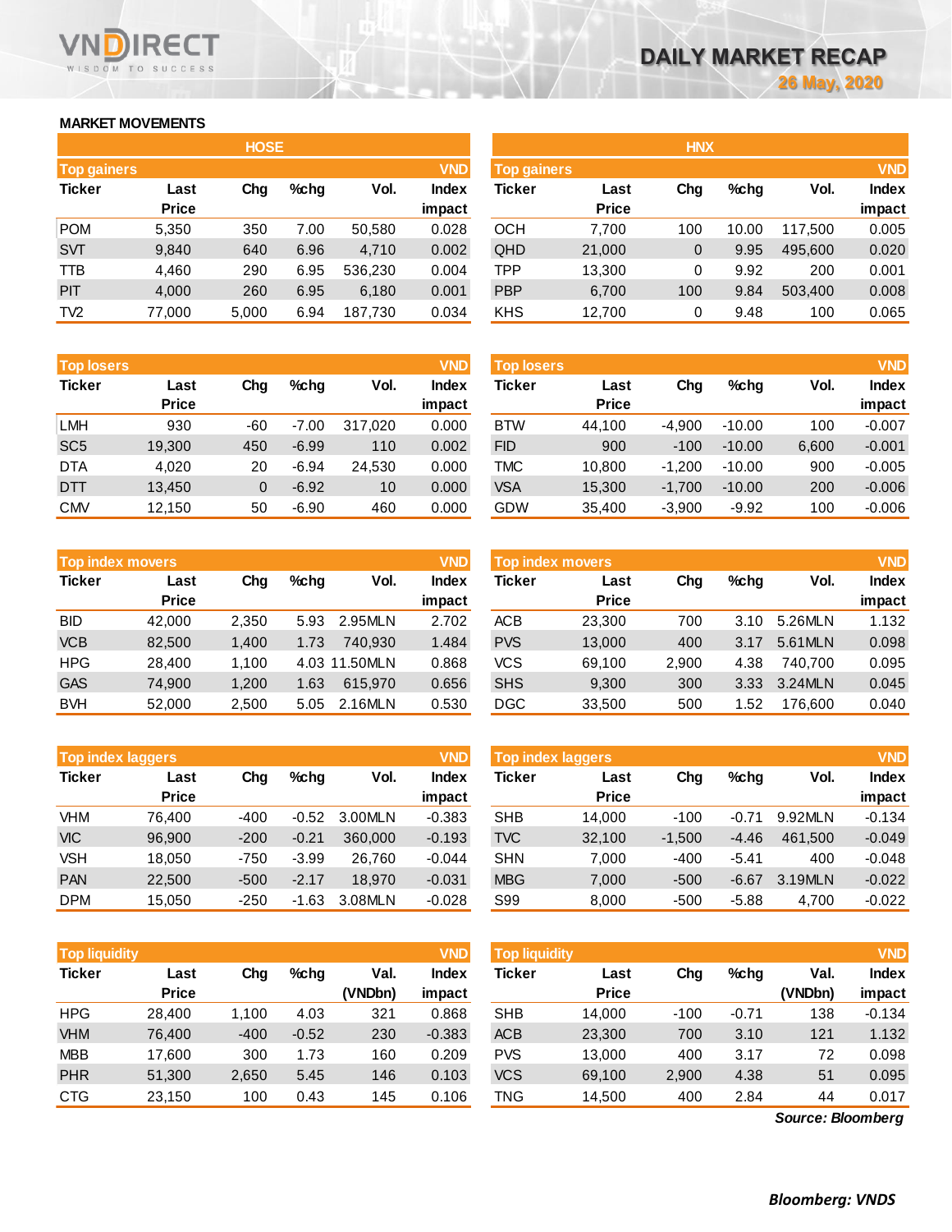# DAILY MARKET RECAP

26 May, 2020

## MARKET MOVEMENTS

### HOSE

| Top gainers | | | | | VND |
|---|---|---|---|---|---|
| Ticker | Last Price | Chg | %chg | Vol. | Index impact |
| POM | 5,350 | 350 | 7.00 | 50,580 | 0.028 |
| SVT | 9,840 | 640 | 6.96 | 4,710 | 0.002 |
| TTB | 4,460 | 290 | 6.95 | 536,230 | 0.004 |
| PIT | 4,000 | 260 | 6.95 | 6,180 | 0.001 |
| TV2 | 77,000 | 5,000 | 6.94 | 187,730 | 0.034 |

| Top losers | | | | | VND |
|---|---|---|---|---|---|
| Ticker | Last Price | Chg | %chg | Vol. | Index impact |
| LMH | 930 | -60 | -7.00 | 317,020 | 0.000 |
| SC5 | 19,300 | 450 | -6.99 | 110 | 0.002 |
| DTA | 4,020 | 20 | -6.94 | 24,530 | 0.000 |
| DTT | 13,450 | 0 | -6.92 | 10 | 0.000 |
| CMV | 12,150 | 50 | -6.90 | 460 | 0.000 |

| Top index movers | | | | | VND |
|---|---|---|---|---|---|
| Ticker | Last Price | Chg | %chg | Vol. | Index impact |
| BID | 42,000 | 2,350 | 5.93 | 2.95MLN | 2.702 |
| VCB | 82,500 | 1,400 | 1.73 | 740,930 | 1.484 |
| HPG | 28,400 | 1,100 | 4.03 | 11.50MLN | 0.868 |
| GAS | 74,900 | 1,200 | 1.63 | 615,970 | 0.656 |
| BVH | 52,000 | 2,500 | 5.05 | 2.16MLN | 0.530 |

| Top index laggers | | | | | VND |
|---|---|---|---|---|---|
| Ticker | Last Price | Chg | %chg | Vol. | Index impact |
| VHM | 76,400 | -400 | -0.52 | 3.00MLN | -0.383 |
| VIC | 96,900 | -200 | -0.21 | 360,000 | -0.193 |
| VSH | 18,050 | -750 | -3.99 | 26,760 | -0.044 |
| PAN | 22,500 | -500 | -2.17 | 18,970 | -0.031 |
| DPM | 15,050 | -250 | -1.63 | 3.08MLN | -0.028 |

| Top liquidity | | | | | VND |
|---|---|---|---|---|---|
| Ticker | Last Price | Chg | %chg | Val. (VNDbn) | Index impact |
| HPG | 28,400 | 1,100 | 4.03 | 321 | 0.868 |
| VHM | 76,400 | -400 | -0.52 | 230 | -0.383 |
| MBB | 17,600 | 300 | 1.73 | 160 | 0.209 |
| PHR | 51,300 | 2,650 | 5.45 | 146 | 0.103 |
| CTG | 23,150 | 100 | 0.43 | 145 | 0.106 |

### HNX

| Top gainers | | | | | VND |
|---|---|---|---|---|---|
| Ticker | Last Price | Chg | %chg | Vol. | Index impact |
| OCH | 7,700 | 100 | 10.00 | 117,500 | 0.005 |
| QHD | 21,000 | 0 | 9.95 | 495,600 | 0.020 |
| TPP | 13,300 | 0 | 9.92 | 200 | 0.001 |
| PBP | 6,700 | 100 | 9.84 | 503,400 | 0.008 |
| KHS | 12,700 | 0 | 9.48 | 100 | 0.065 |

| Top losers | | | | | VND |
|---|---|---|---|---|---|
| Ticker | Last Price | Chg | %chg | Vol. | Index impact |
| BTW | 44,100 | -4,900 | -10.00 | 100 | -0.007 |
| FID | 900 | -100 | -10.00 | 6,600 | -0.001 |
| TMC | 10,800 | -1,200 | -10.00 | 900 | -0.005 |
| VSA | 15,300 | -1,700 | -10.00 | 200 | -0.006 |
| GDW | 35,400 | -3,900 | -9.92 | 100 | -0.006 |

| Top index movers | | | | | VND |
|---|---|---|---|---|---|
| Ticker | Last Price | Chg | %chg | Vol. | Index impact |
| ACB | 23,300 | 700 | 3.10 | 5.26MLN | 1.132 |
| PVS | 13,000 | 400 | 3.17 | 5.61MLN | 0.098 |
| VCS | 69,100 | 2,900 | 4.38 | 740,700 | 0.095 |
| SHS | 9,300 | 300 | 3.33 | 3.24MLN | 0.045 |
| DGC | 33,500 | 500 | 1.52 | 176,600 | 0.040 |

| Top index laggers | | | | | VND |
|---|---|---|---|---|---|
| Ticker | Last Price | Chg | %chg | Vol. | Index impact |
| SHB | 14,000 | -100 | -0.71 | 9.92MLN | -0.134 |
| TVC | 32,100 | -1,500 | -4.46 | 461,500 | -0.049 |
| SHN | 7,000 | -400 | -5.41 | 400 | -0.048 |
| MBG | 7,000 | -500 | -6.67 | 3.19MLN | -0.022 |
| S99 | 8,000 | -500 | -5.88 | 4,700 | -0.022 |

| Top liquidity | | | | | VND |
|---|---|---|---|---|---|
| Ticker | Last Price | Chg | %chg | Val. (VNDbn) | Index impact |
| SHB | 14,000 | -100 | -0.71 | 138 | -0.134 |
| ACB | 23,300 | 700 | 3.10 | 121 | 1.132 |
| PVS | 13,000 | 400 | 3.17 | 72 | 0.098 |
| VCS | 69,100 | 2,900 | 4.38 | 51 | 0.095 |
| TNG | 14,500 | 400 | 2.84 | 44 | 0.017 |

*Source: Bloomberg*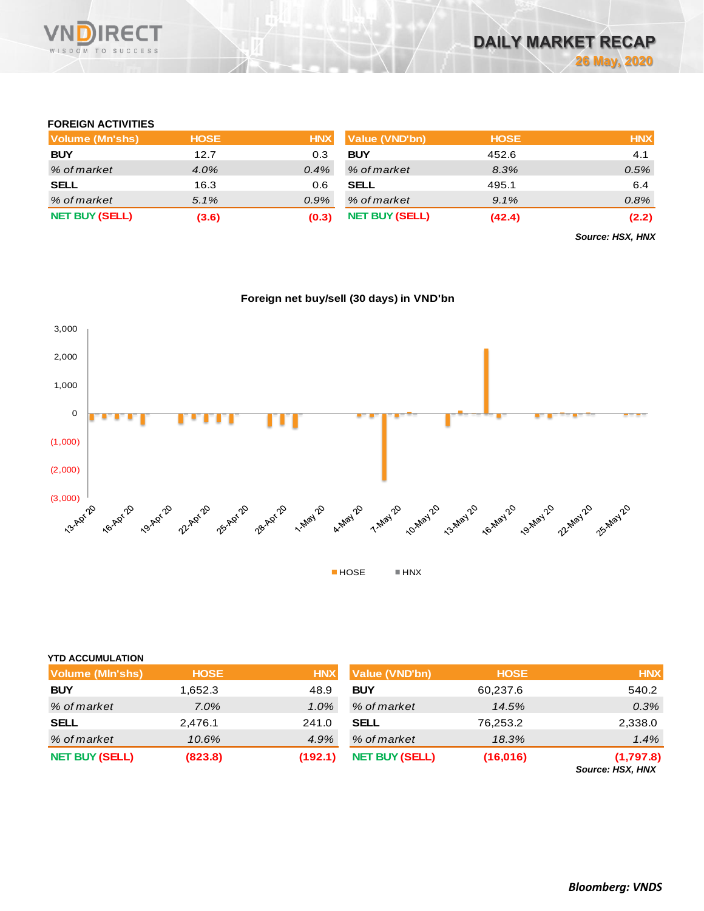# DAILY MARKET RECAP

**26 May, 2020**

### FOREIGN ACTIVITIES

| Volume (Mn'shs) | HOSE | HNX |
|---|---|---|
| **BUY** | 12.7 | 0.3 |
| *% of market* | *4.0%* | *0.4%* |
| **SELL** | 16.3 | 0.6 |
| *% of market* | *5.1%* | *0.9%* |
| **NET BUY (SELL)** | **(3.6)** | **(0.3)** |

| Value (VND'bn) | HOSE | HNX |
|---|---|---|
| **BUY** | 452.6 | 4.1 |
| *% of market* | *8.3%* | *0.5%* |
| **SELL** | 495.1 | 6.4 |
| *% of market* | *9.1%* | *0.8%* |
| **NET BUY (SELL)** | **(42.4)** | **(2.2)** |

***Source: HSX, HNX***

**Foreign net buy/sell (30 days) in VND'bn**

HOSE HNX

### YTD ACCUMULATION

| Volume (Mln'shs) | HOSE | HNX |
|---|---|---|
| **BUY** | 1,652.3 | 48.9 |
| *% of market* | *7.0%* | *1.0%* |
| **SELL** | 2,476.1 | 241.0 |
| *% of market* | *10.6%* | *4.9%* |
| **NET BUY (SELL)** | **(823.8)** | **(192.1)** |

| Value (VND'bn) | HOSE | HNX |
|---|---|---|
| **BUY** | 60,237.6 | 540.2 |
| *% of market* | *14.5%* | *0.3%* |
| **SELL** | 76,253.2 | 2,338.0 |
| *% of market* | *18.3%* | *1.4%* |
| **NET BUY (SELL)** | **(16,016)** | **(1,797.8)** |

***Source: HSX, HNX***

***Bloomberg: VNDS***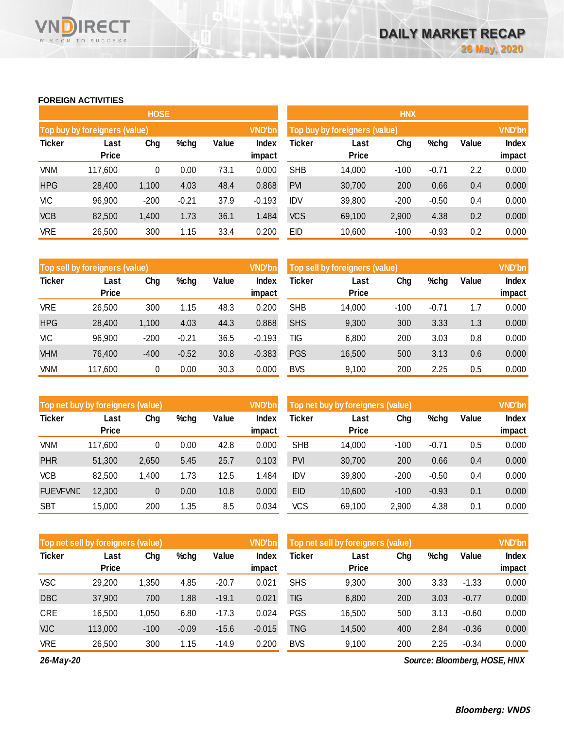## FOREIGN ACTIVITIES

### HOSE

| Top buy by foreigners (value) | | | | | VND'bn |
|---|---|---|---|---|---|
| Ticker | Last Price | Chg | %chg | Value | Index impact |
| VNM | 117,600 | 0 | 0.00 | 73.1 | 0.000 |
| HPG | 28,400 | 1,100 | 4.03 | 48.4 | 0.868 |
| VIC | 96,900 | -200 | -0.21 | 37.9 | -0.193 |
| VCB | 82,500 | 1,400 | 1.73 | 36.1 | 1.484 |
| VRE | 26,500 | 300 | 1.15 | 33.4 | 0.200 |

| Top sell by foreigners (value) | | | | | VND'bn |
|---|---|---|---|---|---|
| Ticker | Last Price | Chg | %chg | Value | Index impact |
| VRE | 26,500 | 300 | 1.15 | 48.3 | 0.200 |
| HPG | 28,400 | 1,100 | 4.03 | 44.3 | 0.868 |
| VIC | 96,900 | -200 | -0.21 | 36.5 | -0.193 |
| VHM | 76,400 | -400 | -0.52 | 30.8 | -0.383 |
| VNM | 117,600 | 0 | 0.00 | 30.3 | 0.000 |

| Top net buy by foreigners (value) | | | | | VND'bn |
|---|---|---|---|---|---|
| Ticker | Last Price | Chg | %chg | Value | Index impact |
| VNM | 117,600 | 0 | 0.00 | 42.8 | 0.000 |
| PHR | 51,300 | 2,650 | 5.45 | 25.7 | 0.103 |
| VCB | 82,500 | 1,400 | 1.73 | 12.5 | 1.484 |
| FUEVFVND | 12,300 | 0 | 0.00 | 10.8 | 0.000 |
| SBT | 15,000 | 200 | 1.35 | 8.5 | 0.034 |

| Top net sell by foreigners (value) | | | | | VND'bn |
|---|---|---|---|---|---|
| Ticker | Last Price | Chg | %chg | Value | Index impact |
| VSC | 29,200 | 1,350 | 4.85 | -20.7 | 0.021 |
| DBC | 37,900 | 700 | 1.88 | -19.1 | 0.021 |
| CRE | 16,500 | 1,050 | 6.80 | -17.3 | 0.024 |
| VJC | 113,000 | -100 | -0.09 | -15.6 | -0.015 |
| VRE | 26,500 | 300 | 1.15 | -14.9 | 0.200 |

### HNX

| Top buy by foreigners (value) | | | | | VND'bn |
|---|---|---|---|---|---|
| Ticker | Last Price | Chg | %chg | Value | Index impact |
| SHB | 14,000 | -100 | -0.71 | 2.2 | 0.000 |
| PVI | 30,700 | 200 | 0.66 | 0.4 | 0.000 |
| IDV | 39,800 | -200 | -0.50 | 0.4 | 0.000 |
| VCS | 69,100 | 2,900 | 4.38 | 0.2 | 0.000 |
| EID | 10,600 | -100 | -0.93 | 0.2 | 0.000 |

| Top sell by foreigners (value) | | | | | VND'bn |
|---|---|---|---|---|---|
| Ticker | Last Price | Chg | %chg | Value | Index impact |
| SHB | 14,000 | -100 | -0.71 | 1.7 | 0.000 |
| SHS | 9,300 | 300 | 3.33 | 1.3 | 0.000 |
| TIG | 6,800 | 200 | 3.03 | 0.8 | 0.000 |
| PGS | 16,500 | 500 | 3.13 | 0.6 | 0.000 |
| BVS | 9,100 | 200 | 2.25 | 0.5 | 0.000 |

| Top net buy by foreigners (value) | | | | | VND'bn |
|---|---|---|---|---|---|
| Ticker | Last Price | Chg | %chg | Value | Index impact |
| SHB | 14,000 | -100 | -0.71 | 0.5 | 0.000 |
| PVI | 30,700 | 200 | 0.66 | 0.4 | 0.000 |
| IDV | 39,800 | -200 | -0.50 | 0.4 | 0.000 |
| EID | 10,600 | -100 | -0.93 | 0.1 | 0.000 |
| VCS | 69,100 | 2,900 | 4.38 | 0.1 | 0.000 |

| Top net sell by foreigners (value) | | | | | VND'bn |
|---|---|---|---|---|---|
| Ticker | Last Price | Chg | %chg | Value | Index impact |
| SHS | 9,300 | 300 | 3.33 | -1.33 | 0.000 |
| TIG | 6,800 | 200 | 3.03 | -0.77 | 0.000 |
| PGS | 16,500 | 500 | 3.13 | -0.60 | 0.000 |
| TNG | 14,500 | 400 | 2.84 | -0.36 | 0.000 |
| BVS | 9,100 | 200 | 2.25 | -0.34 | 0.000 |

*26-May-20*

*Source: Bloomberg, HOSE, HNX*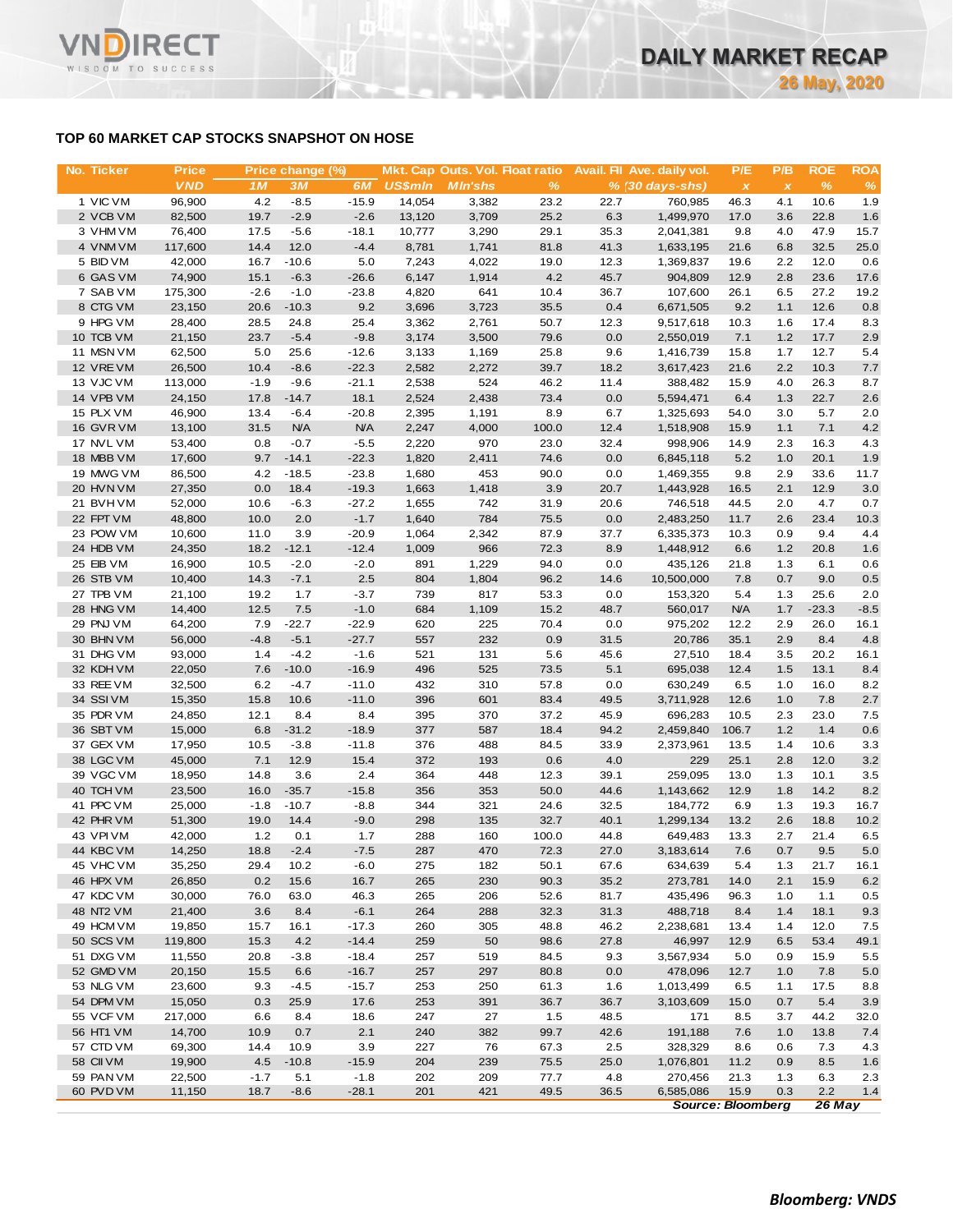# DAILY MARKET RECAP

26 May, 2020

## TOP 60 MARKET CAP STOCKS SNAPSHOT ON HOSE

| No. | Ticker | Price | Price change (%) | | | Mkt. Cap | Outs. Vol. | Float ratio | Avail. FII | Ave. daily vol. | P/E | P/B | ROE | ROA |
|---|---|---|---|---|---|---|---|---|---|---|---|---|---|---|
| | | VND | 1M | 3M | 6M | US$mln | Mln'shs | % | % | (30 days-shs) | x | x | % | % |
| 1 | VIC VM | 96,900 | 4.2 | -8.5 | -15.9 | 14,054 | 3,382 | 23.2 | 22.7 | 760,985 | 46.3 | 4.1 | 10.6 | 1.9 |
| 2 | VCB VM | 82,500 | 19.7 | -2.9 | -2.6 | 13,120 | 3,709 | 25.2 | 6.3 | 1,499,970 | 17.0 | 3.6 | 22.8 | 1.6 |
| 3 | VHM VM | 76,400 | 17.5 | -5.6 | -18.1 | 10,777 | 3,290 | 29.1 | 35.3 | 2,041,381 | 9.8 | 4.0 | 47.9 | 15.7 |
| 4 | VNM VM | 117,600 | 14.4 | 12.0 | -4.4 | 8,781 | 1,741 | 81.8 | 41.3 | 1,633,195 | 21.6 | 6.8 | 32.5 | 25.0 |
| 5 | BID VM | 42,000 | 16.7 | -10.6 | 5.0 | 7,243 | 4,022 | 19.0 | 12.3 | 1,369,837 | 19.6 | 2.2 | 12.0 | 0.6 |
| 6 | GAS VM | 74,900 | 15.1 | -6.3 | -26.6 | 6,147 | 1,914 | 4.2 | 45.7 | 904,809 | 12.9 | 2.8 | 23.6 | 17.6 |
| 7 | SAB VM | 175,300 | -2.6 | -1.0 | -23.8 | 4,820 | 641 | 10.4 | 36.7 | 107,600 | 26.1 | 6.5 | 27.2 | 19.2 |
| 8 | CTG VM | 23,150 | 20.6 | -10.3 | 9.2 | 3,696 | 3,723 | 35.5 | 0.4 | 6,671,505 | 9.2 | 1.1 | 12.6 | 0.8 |
| 9 | HPG VM | 28,400 | 28.5 | 24.8 | 25.4 | 3,362 | 2,761 | 50.7 | 12.3 | 9,517,618 | 10.3 | 1.6 | 17.4 | 8.3 |
| 10 | TCB VM | 21,150 | 23.7 | -5.4 | -9.8 | 3,174 | 3,500 | 79.6 | 0.0 | 2,550,019 | 7.1 | 1.2 | 17.7 | 2.9 |
| 11 | MSN VM | 62,500 | 5.0 | 25.6 | -12.6 | 3,133 | 1,169 | 25.8 | 9.6 | 1,416,739 | 15.8 | 1.7 | 12.7 | 5.4 |
| 12 | VRE VM | 26,500 | 10.4 | -8.6 | -22.3 | 2,582 | 2,272 | 39.7 | 18.2 | 3,617,423 | 21.6 | 2.2 | 10.3 | 7.7 |
| 13 | VJC VM | 113,000 | -1.9 | -9.6 | -21.1 | 2,538 | 524 | 46.2 | 11.4 | 388,482 | 15.9 | 4.0 | 26.3 | 8.7 |
| 14 | VPB VM | 24,150 | 17.8 | -14.7 | 18.1 | 2,524 | 2,438 | 73.4 | 0.0 | 5,594,471 | 6.4 | 1.3 | 22.7 | 2.6 |
| 15 | PLX VM | 46,900 | 13.4 | -6.4 | -20.8 | 2,395 | 1,191 | 8.9 | 6.7 | 1,325,693 | 54.0 | 3.0 | 5.7 | 2.0 |
| 16 | GVR VM | 13,100 | 31.5 | N/A | N/A | 2,247 | 4,000 | 100.0 | 12.4 | 1,518,908 | 15.9 | 1.1 | 7.1 | 4.2 |
| 17 | NVL VM | 53,400 | 0.8 | -0.7 | -5.5 | 2,220 | 970 | 23.0 | 32.4 | 998,906 | 14.9 | 2.3 | 16.3 | 4.3 |
| 18 | MBB VM | 17,600 | 9.7 | -14.1 | -22.3 | 1,820 | 2,411 | 74.6 | 0.0 | 6,845,118 | 5.2 | 1.0 | 20.1 | 1.9 |
| 19 | MWG VM | 86,500 | 4.2 | -18.5 | -23.8 | 1,680 | 453 | 90.0 | 0.0 | 1,469,355 | 9.8 | 2.9 | 33.6 | 11.7 |
| 20 | HVN VM | 27,350 | 0.0 | 18.4 | -19.3 | 1,663 | 1,418 | 3.9 | 20.7 | 1,443,928 | 16.5 | 2.1 | 12.9 | 3.0 |
| 21 | BVH VM | 52,000 | 10.6 | -6.3 | -27.2 | 1,655 | 742 | 31.9 | 20.6 | 746,518 | 44.5 | 2.0 | 4.7 | 0.7 |
| 22 | FPT VM | 48,800 | 10.0 | 2.0 | -1.7 | 1,640 | 784 | 75.5 | 0.0 | 2,483,250 | 11.7 | 2.6 | 23.4 | 10.3 |
| 23 | POW VM | 10,600 | 11.0 | 3.9 | -20.9 | 1,064 | 2,342 | 87.9 | 37.7 | 6,335,373 | 10.3 | 0.9 | 9.4 | 4.4 |
| 24 | HDB VM | 24,350 | 18.2 | -12.1 | -12.4 | 1,009 | 966 | 72.3 | 8.9 | 1,448,912 | 6.6 | 1.2 | 20.8 | 1.6 |
| 25 | EIB VM | 16,900 | 10.5 | -2.0 | -2.0 | 891 | 1,229 | 94.0 | 0.0 | 435,126 | 21.8 | 1.3 | 6.1 | 0.6 |
| 26 | STB VM | 10,400 | 14.3 | -7.1 | 2.5 | 804 | 1,804 | 96.2 | 14.6 | 10,500,000 | 7.8 | 0.7 | 9.0 | 0.5 |
| 27 | TPB VM | 21,100 | 19.2 | 1.7 | -3.7 | 739 | 817 | 53.3 | 0.0 | 153,320 | 5.4 | 1.3 | 25.6 | 2.0 |
| 28 | HNG VM | 14,400 | 12.5 | 7.5 | -1.0 | 684 | 1,109 | 15.2 | 48.7 | 560,017 | N/A | 1.7 | -23.3 | -8.5 |
| 29 | PNJ VM | 64,200 | 7.9 | -22.7 | -22.9 | 620 | 225 | 70.4 | 0.0 | 975,202 | 12.2 | 2.9 | 26.0 | 16.1 |
| 30 | BHN VM | 56,000 | -4.8 | -5.1 | -27.7 | 557 | 232 | 0.9 | 31.5 | 20,786 | 35.1 | 2.9 | 8.4 | 4.8 |
| 31 | DHG VM | 93,000 | 1.4 | -4.2 | -1.6 | 521 | 131 | 5.6 | 45.6 | 27,510 | 18.4 | 3.5 | 20.2 | 16.1 |
| 32 | KDH VM | 22,050 | 7.6 | -10.0 | -16.9 | 496 | 525 | 73.5 | 5.1 | 695,038 | 12.4 | 1.5 | 13.1 | 8.4 |
| 33 | REE VM | 32,500 | 6.2 | -4.7 | -11.0 | 432 | 310 | 57.8 | 0.0 | 630,249 | 6.5 | 1.0 | 16.0 | 8.2 |
| 34 | SSI VM | 15,350 | 15.8 | 10.6 | -11.0 | 396 | 601 | 83.4 | 49.5 | 3,711,928 | 12.6 | 1.0 | 7.8 | 2.7 |
| 35 | PDR VM | 24,850 | 12.1 | 8.4 | 8.4 | 395 | 370 | 37.2 | 45.9 | 696,283 | 10.5 | 2.3 | 23.0 | 7.5 |
| 36 | SBT VM | 15,000 | 6.8 | -31.2 | -18.9 | 377 | 587 | 18.4 | 94.2 | 2,459,840 | 106.7 | 1.2 | 1.4 | 0.6 |
| 37 | GEX VM | 17,950 | 10.5 | -3.8 | -11.8 | 376 | 488 | 84.5 | 33.9 | 2,373,961 | 13.5 | 1.4 | 10.6 | 3.3 |
| 38 | LGC VM | 45,000 | 7.1 | 12.9 | 15.4 | 372 | 193 | 0.6 | 4.0 | 229 | 25.1 | 2.8 | 12.0 | 3.2 |
| 39 | VGC VM | 18,950 | 14.8 | 3.6 | 2.4 | 364 | 448 | 12.3 | 39.1 | 259,095 | 13.0 | 1.3 | 10.1 | 3.5 |
| 40 | TCH VM | 23,500 | 16.0 | -35.7 | -15.8 | 356 | 353 | 50.0 | 44.6 | 1,143,662 | 12.9 | 1.8 | 14.2 | 8.2 |
| 41 | PPC VM | 25,000 | -1.8 | -10.7 | -8.8 | 344 | 321 | 24.6 | 32.5 | 184,772 | 6.9 | 1.3 | 19.3 | 16.7 |
| 42 | PHR VM | 51,300 | 19.0 | 14.4 | -9.0 | 298 | 135 | 32.7 | 40.1 | 1,299,134 | 13.2 | 2.6 | 18.8 | 10.2 |
| 43 | VPI VM | 42,000 | 1.2 | 0.1 | 1.7 | 288 | 160 | 100.0 | 44.8 | 649,483 | 13.3 | 2.7 | 21.4 | 6.5 |
| 44 | KBC VM | 14,250 | 18.8 | -2.4 | -7.5 | 287 | 470 | 72.3 | 27.0 | 3,183,614 | 7.6 | 0.7 | 9.5 | 5.0 |
| 45 | VHC VM | 35,250 | 29.4 | 10.2 | -6.0 | 275 | 182 | 50.1 | 67.6 | 634,639 | 5.4 | 1.3 | 21.7 | 16.1 |
| 46 | HPX VM | 26,850 | 0.2 | 15.6 | 16.7 | 265 | 230 | 90.3 | 35.2 | 273,781 | 14.0 | 2.1 | 15.9 | 6.2 |
| 47 | KDC VM | 30,000 | 76.0 | 63.0 | 46.3 | 265 | 206 | 52.6 | 81.7 | 435,496 | 96.3 | 1.0 | 1.1 | 0.5 |
| 48 | NT2 VM | 21,400 | 3.6 | 8.4 | -6.1 | 264 | 288 | 32.3 | 31.3 | 488,718 | 8.4 | 1.4 | 18.1 | 9.3 |
| 49 | HCM VM | 19,850 | 15.7 | 16.1 | -17.3 | 260 | 305 | 48.8 | 46.2 | 2,238,681 | 13.4 | 1.4 | 12.0 | 7.5 |
| 50 | SCS VM | 119,800 | 15.3 | 4.2 | -14.4 | 259 | 50 | 98.6 | 27.8 | 46,997 | 12.9 | 6.5 | 53.4 | 49.1 |
| 51 | DXG VM | 11,550 | 20.8 | -3.8 | -18.4 | 257 | 519 | 84.5 | 9.3 | 3,567,934 | 5.0 | 0.9 | 15.9 | 5.5 |
| 52 | GMD VM | 20,150 | 15.5 | 6.6 | -16.7 | 257 | 297 | 80.8 | 0.0 | 478,096 | 12.7 | 1.0 | 7.8 | 5.0 |
| 53 | NLG VM | 23,600 | 9.3 | -4.5 | -15.7 | 253 | 250 | 61.3 | 1.6 | 1,013,499 | 6.5 | 1.1 | 17.5 | 8.8 |
| 54 | DPM VM | 15,050 | 0.3 | 25.9 | 17.6 | 253 | 391 | 36.7 | 36.7 | 3,103,609 | 15.0 | 0.7 | 5.4 | 3.9 |
| 55 | VCF VM | 217,000 | 6.6 | 8.4 | 18.6 | 247 | 27 | 1.5 | 48.5 | 171 | 8.5 | 3.7 | 44.2 | 32.0 |
| 56 | HT1 VM | 14,700 | 10.9 | 0.7 | 2.1 | 240 | 382 | 99.7 | 42.6 | 191,188 | 7.6 | 1.0 | 13.8 | 7.4 |
| 57 | CTD VM | 69,300 | 14.4 | 10.9 | 3.9 | 227 | 76 | 67.3 | 2.5 | 328,329 | 8.6 | 0.6 | 7.3 | 4.3 |
| 58 | CII VM | 19,900 | 4.5 | -10.8 | -15.9 | 204 | 239 | 75.5 | 25.0 | 1,076,801 | 11.2 | 0.9 | 8.5 | 1.6 |
| 59 | PAN VM | 22,500 | -1.7 | 5.1 | -1.8 | 202 | 209 | 77.7 | 4.8 | 270,456 | 21.3 | 1.3 | 6.3 | 2.3 |
| 60 | PVD VM | 11,150 | 18.7 | -8.6 | -28.1 | 201 | 421 | 49.5 | 36.5 | 6,585,086 | 15.9 | 0.3 | 2.2 | 1.4 |

*Source: Bloomberg* 26 May

*Bloomberg: VNDS*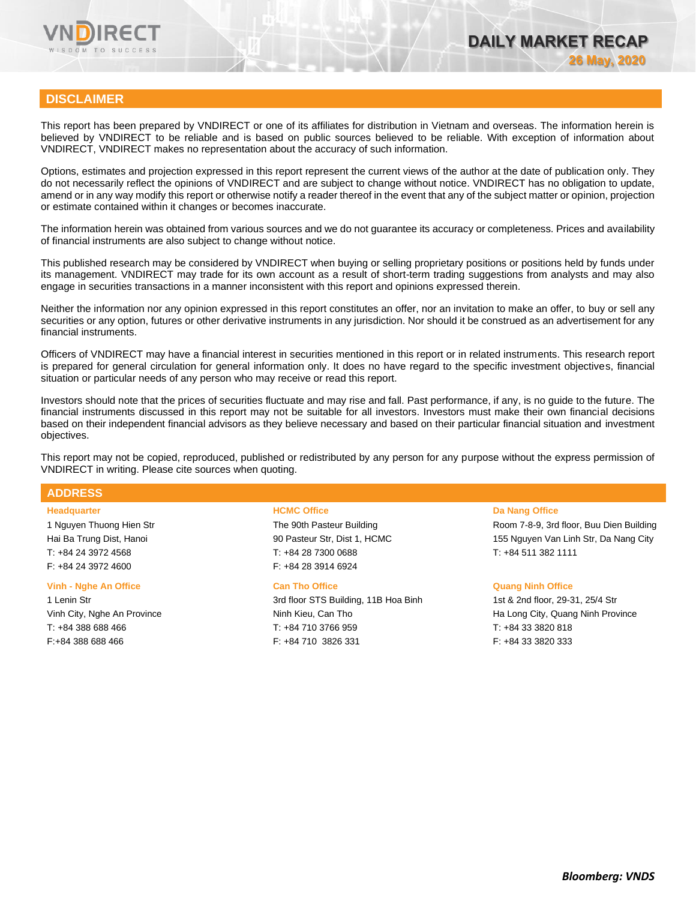## DISCLAIMER

This report has been prepared by VNDIRECT or one of its affiliates for distribution in Vietnam and overseas. The information herein is believed by VNDIRECT to be reliable and is based on public sources believed to be reliable. With exception of information about VNDIRECT, VNDIRECT makes no representation about the accuracy of such information.

Options, estimates and projection expressed in this report represent the current views of the author at the date of publication only. They do not necessarily reflect the opinions of VNDIRECT and are subject to change without notice. VNDIRECT has no obligation to update, amend or in any way modify this report or otherwise notify a reader thereof in the event that any of the subject matter or opinion, projection or estimate contained within it changes or becomes inaccurate.

The information herein was obtained from various sources and we do not guarantee its accuracy or completeness. Prices and availability of financial instruments are also subject to change without notice.

This published research may be considered by VNDIRECT when buying or selling proprietary positions or positions held by funds under its management. VNDIRECT may trade for its own account as a result of short-term trading suggestions from analysts and may also engage in securities transactions in a manner inconsistent with this report and opinions expressed therein.

Neither the information nor any opinion expressed in this report constitutes an offer, nor an invitation to make an offer, to buy or sell any securities or any option, futures or other derivative instruments in any jurisdiction. Nor should it be construed as an advertisement for any financial instruments.

Officers of VNDIRECT may have a financial interest in securities mentioned in this report or in related instruments. This research report is prepared for general circulation for general information only. It does no have regard to the specific investment objectives, financial situation or particular needs of any person who may receive or read this report.

Investors should note that the prices of securities fluctuate and may rise and fall. Past performance, if any, is no guide to the future. The financial instruments discussed in this report may not be suitable for all investors. Investors must make their own financial decisions based on their independent financial advisors as they believe necessary and based on their particular financial situation and investment objectives.

This report may not be copied, reproduced, published or redistributed by any person for any purpose without the express permission of VNDIRECT in writing. Please cite sources when quoting.

## ADDRESS

**Headquarter**
1 Nguyen Thuong Hien Str
Hai Ba Trung Dist, Hanoi
T: +84 24 3972 4568
F: +84 24 3972 4600

**HCMC Office**
The 90th Pasteur Building
90 Pasteur Str, Dist 1, HCMC
T: +84 28 7300 0688
F: +84 28 3914 6924

**Da Nang Office**
Room 7-8-9, 3rd floor, Buu Dien Building
155 Nguyen Van Linh Str, Da Nang City
T: +84 511 382 1111

**Vinh - Nghe An Office**
1 Lenin Str
Vinh City, Nghe An Province
T: +84 388 688 466
F:+84 388 688 466

**Can Tho Office**
3rd floor STS Building, 11B Hoa Binh
Ninh Kieu, Can Tho
T: +84 710 3766 959
F: +84 710 3826 331

**Quang Ninh Office**
1st & 2nd floor, 29-31, 25/4 Str
Ha Long City, Quang Ninh Province
T: +84 33 3820 818
F: +84 33 3820 333

***Bloomberg: VNDS***